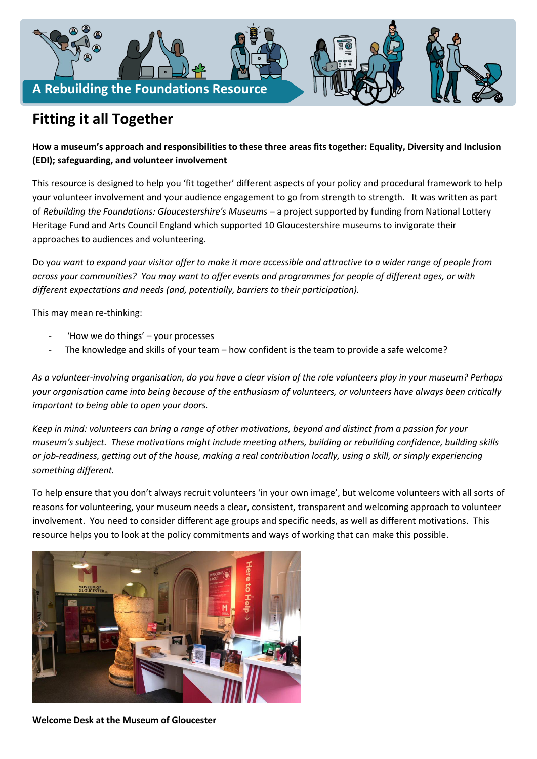A Rebuilding the Foundations Resource

# Fitting it all Together

**How a museum's approach and responsibilities to these three areas fits together: Equality, Diversity and Inclusion (EDI); safeguarding, and volunteer involvement**

This resource is designed to help you 'fit together' different aspects of your policy and procedural framework to help your volunteer involvement and your audience engagement to go from strength to strength. It was written as part of *Rebuilding the Foundations: Gloucestershire's Museums* – a project supported by funding from National Lottery Heritage Fund and Arts Council England which supported 10 Gloucestershire museums to invigorate their approaches to audiences and volunteering.

Do *you want to expand your visitor offer to make it more accessible and attractive to a wider range of people from across your communities? You may want to offer events and programmes for people of different ages, or with different expectations and needs (and, potentially, barriers to their participation).*

This may mean re-thinking:

- 'How we do things' – your processes
- The knowledge and skills of your team – how confident is the team to provide a safe welcome?

*As a volunteer-involving organisation, do you have a clear vision of the role volunteers play in your museum? Perhaps your organisation came into being because of the enthusiasm of volunteers, or volunteers have always been critically important to being able to open your doors.*

*Keep in mind: volunteers can bring a range of other motivations, beyond and distinct from a passion for your museum's subject. These motivations might include meeting others, building or rebuilding confidence, building skills or job-readiness, getting out of the house, making a real contribution locally, using a skill, or simply experiencing something different.*

To help ensure that you don't always recruit volunteers 'in your own image', but welcome volunteers with all sorts of reasons for volunteering, your museum needs a clear, consistent, transparent and welcoming approach to volunteer involvement. You need to consider different age groups and specific needs, as well as different motivations. This resource helps you to look at the policy commitments and ways of working that can make this possible.

**Welcome Desk at the Museum of Gloucester**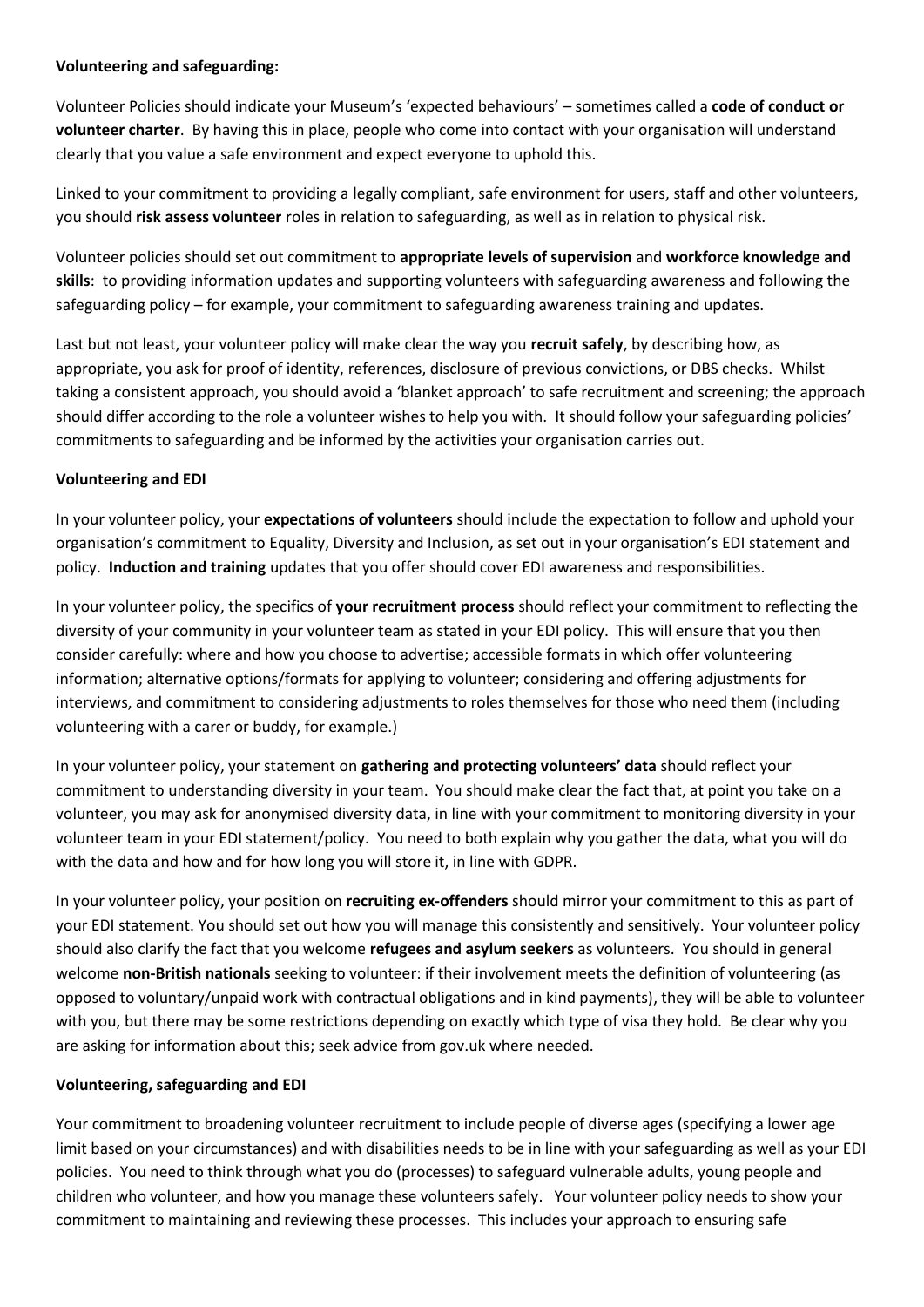**Volunteering and safeguarding:**

Volunteer Policies should indicate your Museum's 'expected behaviours' – sometimes called a **code of conduct or volunteer charter**. By having this in place, people who come into contact with your organisation will understand clearly that you value a safe environment and expect everyone to uphold this.

Linked to your commitment to providing a legally compliant, safe environment for users, staff and other volunteers, you should **risk assess volunteer** roles in relation to safeguarding, as well as in relation to physical risk.

Volunteer policies should set out commitment to **appropriate levels of supervision** and **workforce knowledge and skills**: to providing information updates and supporting volunteers with safeguarding awareness and following the safeguarding policy – for example, your commitment to safeguarding awareness training and updates.

Last but not least, your volunteer policy will make clear the way you **recruit safely**, by describing how, as appropriate, you ask for proof of identity, references, disclosure of previous convictions, or DBS checks. Whilst taking a consistent approach, you should avoid a 'blanket approach' to safe recruitment and screening; the approach should differ according to the role a volunteer wishes to help you with. It should follow your safeguarding policies' commitments to safeguarding and be informed by the activities your organisation carries out.

**Volunteering and EDI**

In your volunteer policy, your **expectations of volunteers** should include the expectation to follow and uphold your organisation's commitment to Equality, Diversity and Inclusion, as set out in your organisation's EDI statement and policy. **Induction and training** updates that you offer should cover EDI awareness and responsibilities.

In your volunteer policy, the specifics of **your recruitment process** should reflect your commitment to reflecting the diversity of your community in your volunteer team as stated in your EDI policy. This will ensure that you then consider carefully: where and how you choose to advertise; accessible formats in which offer volunteering information; alternative options/formats for applying to volunteer; considering and offering adjustments for interviews, and commitment to considering adjustments to roles themselves for those who need them (including volunteering with a carer or buddy, for example.)

In your volunteer policy, your statement on **gathering and protecting volunteers' data** should reflect your commitment to understanding diversity in your team. You should make clear the fact that, at point you take on a volunteer, you may ask for anonymised diversity data, in line with your commitment to monitoring diversity in your volunteer team in your EDI statement/policy. You need to both explain why you gather the data, what you will do with the data and how and for how long you will store it, in line with GDPR.

In your volunteer policy, your position on **recruiting ex-offenders** should mirror your commitment to this as part of your EDI statement. You should set out how you will manage this consistently and sensitively. Your volunteer policy should also clarify the fact that you welcome **refugees and asylum seekers** as volunteers. You should in general welcome **non-British nationals** seeking to volunteer: if their involvement meets the definition of volunteering (as opposed to voluntary/unpaid work with contractual obligations and in kind payments), they will be able to volunteer with you, but there may be some restrictions depending on exactly which type of visa they hold. Be clear why you are asking for information about this; seek advice from gov.uk where needed.

**Volunteering, safeguarding and EDI**

Your commitment to broadening volunteer recruitment to include people of diverse ages (specifying a lower age limit based on your circumstances) and with disabilities needs to be in line with your safeguarding as well as your EDI policies. You need to think through what you do (processes) to safeguard vulnerable adults, young people and children who volunteer, and how you manage these volunteers safely. Your volunteer policy needs to show your commitment to maintaining and reviewing these processes. This includes your approach to ensuring safe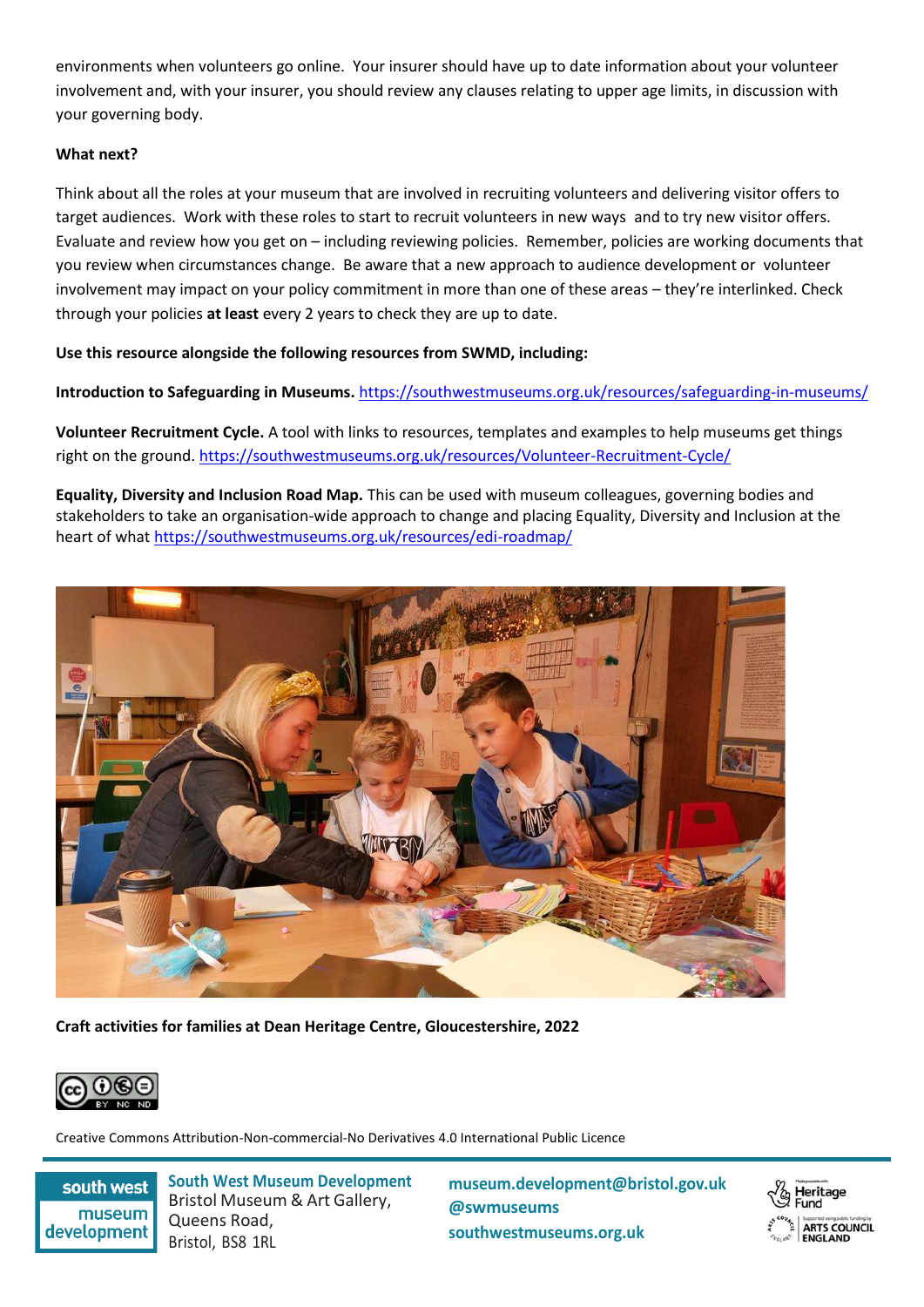environments when volunteers go online. Your insurer should have up to date information about your volunteer involvement and, with your insurer, you should review any clauses relating to upper age limits, in discussion with your governing body.

**What next?**

Think about all the roles at your museum that are involved in recruiting volunteers and delivering visitor offers to target audiences. Work with these roles to start to recruit volunteers in new ways and to try new visitor offers. Evaluate and review how you get on – including reviewing policies. Remember, policies are working documents that you review when circumstances change. Be aware that a new approach to audience development or volunteer involvement may impact on your policy commitment in more than one of these areas – they're interlinked. Check through your policies **at least** every 2 years to check they are up to date.

**Use this resource alongside the following resources from SWMD, including:**

**Introduction to Safeguarding in Museums.** https://southwestmuseums.org.uk/resources/safeguarding-in-museums/

**Volunteer Recruitment Cycle.** A tool with links to resources, templates and examples to help museums get things right on the ground. https://southwestmuseums.org.uk/resources/Volunteer-Recruitment-Cycle/

**Equality, Diversity and Inclusion Road Map.** This can be used with museum colleagues, governing bodies and stakeholders to take an organisation-wide approach to change and placing Equality, Diversity and Inclusion at the heart of what https://southwestmuseums.org.uk/resources/edi-roadmap/

**Craft activities for families at Dean Heritage Centre, Gloucestershire, 2022**

Creative Commons Attribution-Non-commercial-No Derivatives 4.0 International Public Licence

**South West Museum Development**
Bristol Museum & Art Gallery,
Queens Road,
Bristol, BS8 1RL

museum.development@bristol.gov.uk
@swmuseums
southwestmuseums.org.uk